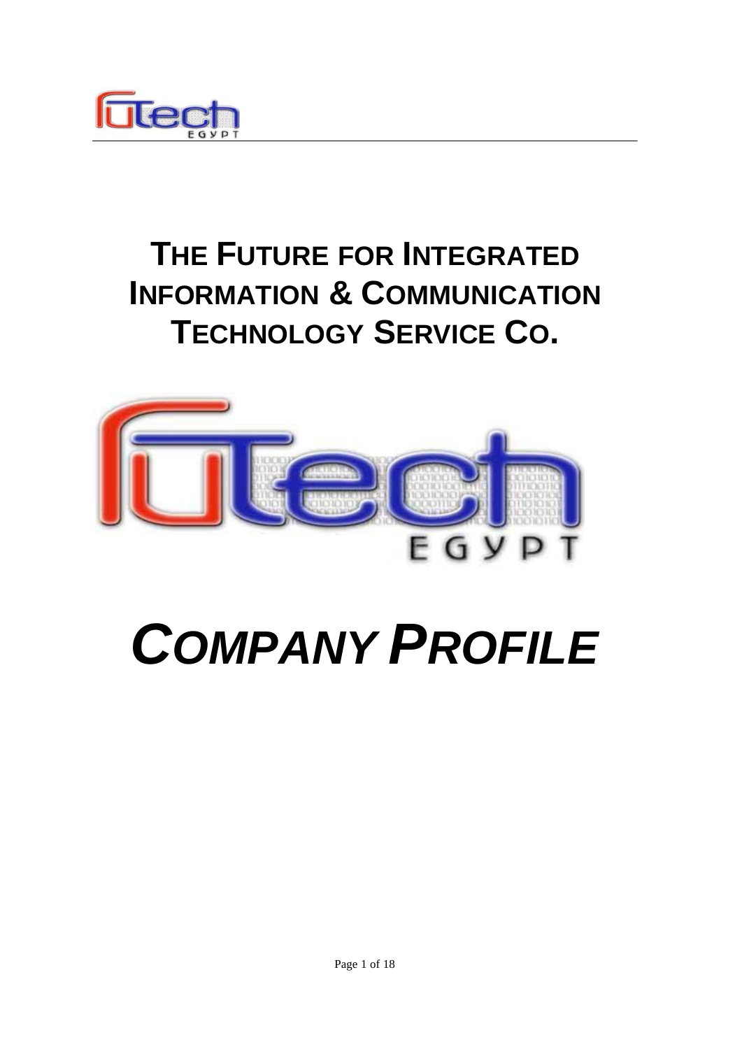# THE FUTURE FOR INTEGRATED INFORMATION & COMMUNICATION TECHNOLOGY SERVICE CO.

# *COMPANY PROFILE*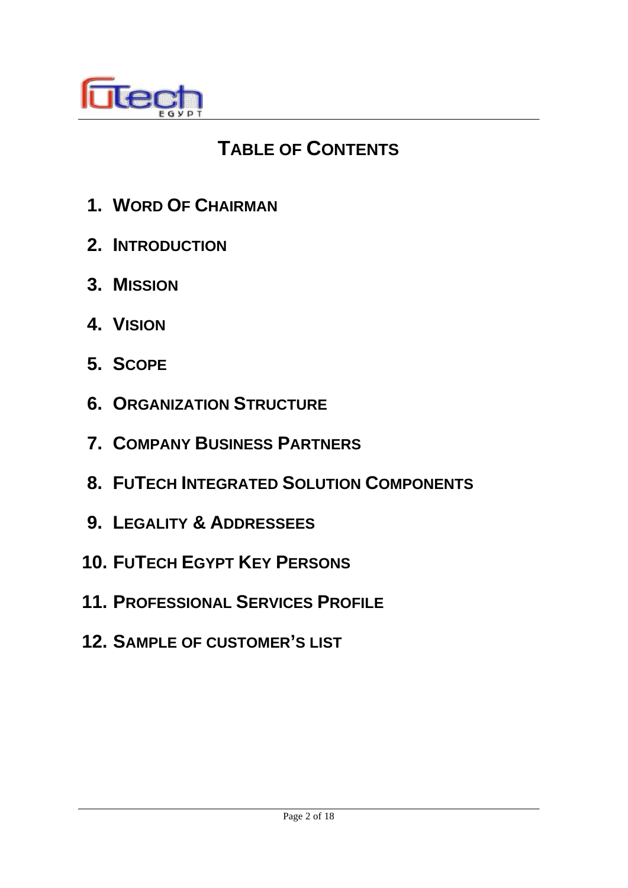# TABLE OF CONTENTS

1. **WORD OF CHAIRMAN**
2. **INTRODUCTION**
3. **MISSION**
4. **VISION**
5. **SCOPE**
6. **ORGANIZATION STRUCTURE**
7. **COMPANY BUSINESS PARTNERS**
8. **FUTECH INTEGRATED SOLUTION COMPONENTS**
9. **LEGALITY & ADDRESSEES**
10. **FUTECH EGYPT KEY PERSONS**
11. **PROFESSIONAL SERVICES PROFILE**
12. **SAMPLE OF CUSTOMER'S LIST**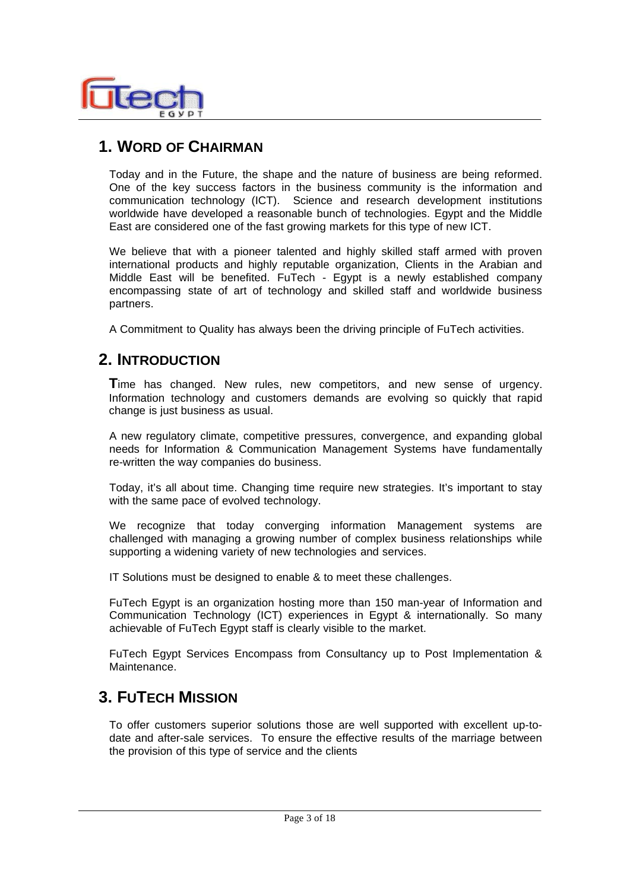## 1. WORD OF CHAIRMAN

Today and in the Future, the shape and the nature of business are being reformed. One of the key success factors in the business community is the information and communication technology (ICT). Science and research development institutions worldwide have developed a reasonable bunch of technologies. Egypt and the Middle East are considered one of the fast growing markets for this type of new ICT.

We believe that with a pioneer talented and highly skilled staff armed with proven international products and highly reputable organization, Clients in the Arabian and Middle East will be benefited. FuTech - Egypt is a newly established company encompassing state of art of technology and skilled staff and worldwide business partners.

A Commitment to Quality has always been the driving principle of FuTech activities.

## 2. INTRODUCTION

**T**ime has changed. New rules, new competitors, and new sense of urgency. Information technology and customers demands are evolving so quickly that rapid change is just business as usual.

A new regulatory climate, competitive pressures, convergence, and expanding global needs for Information & Communication Management Systems have fundamentally re-written the way companies do business.

Today, it's all about time. Changing time require new strategies. It's important to stay with the same pace of evolved technology.

We recognize that today converging information Management systems are challenged with managing a growing number of complex business relationships while supporting a widening variety of new technologies and services.

IT Solutions must be designed to enable & to meet these challenges.

FuTech Egypt is an organization hosting more than 150 man-year of Information and Communication Technology (ICT) experiences in Egypt & internationally. So many achievable of FuTech Egypt staff is clearly visible to the market.

FuTech Egypt Services Encompass from Consultancy up to Post Implementation & Maintenance.

## 3. FUTECH MISSION

To offer customers superior solutions those are well supported with excellent up-to-date and after-sale services. To ensure the effective results of the marriage between the provision of this type of service and the clients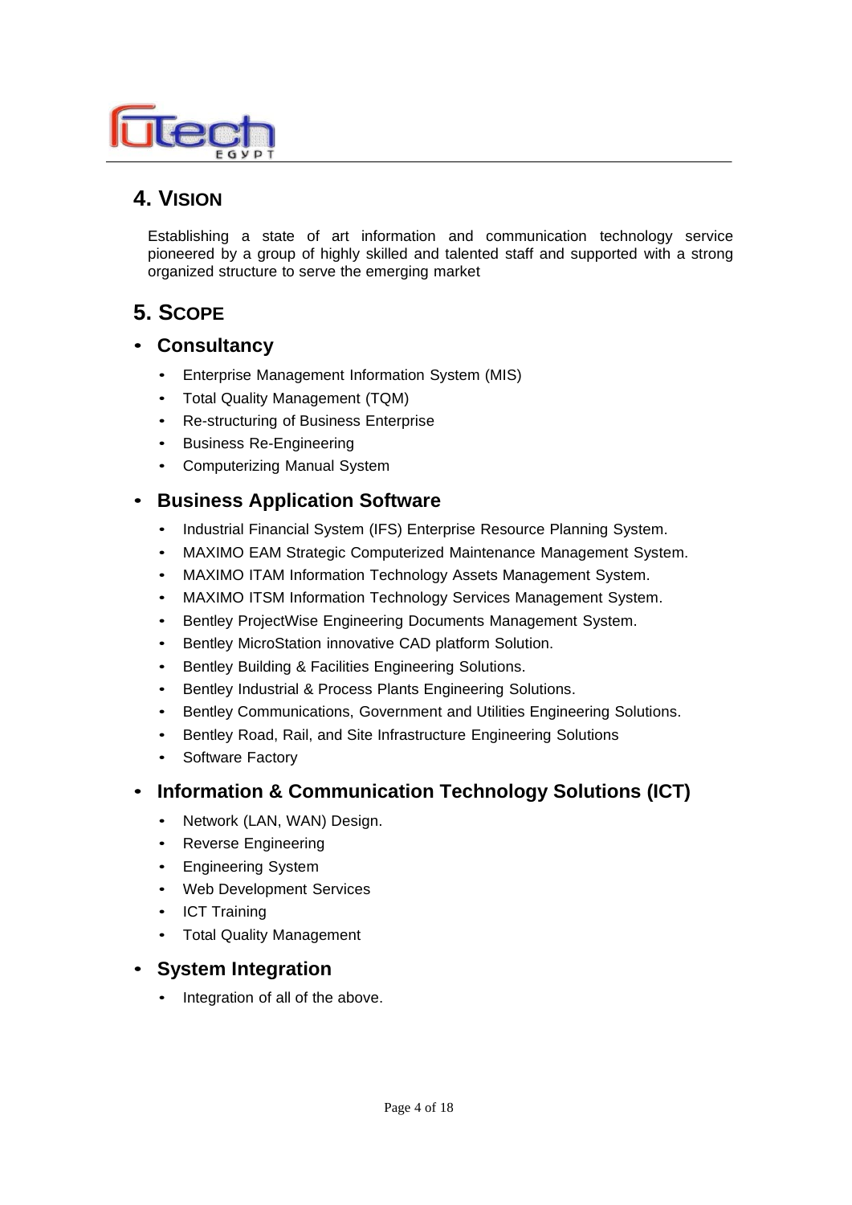## 4. VISION

Establishing a state of art information and communication technology service pioneered by a group of highly skilled and talented staff and supported with a strong organized structure to serve the emerging market

## 5. SCOPE

- **Consultancy**
  - Enterprise Management Information System (MIS)
  - Total Quality Management (TQM)
  - Re-structuring of Business Enterprise
  - Business Re-Engineering
  - Computerizing Manual System
- **Business Application Software**
  - Industrial Financial System (IFS) Enterprise Resource Planning System.
  - MAXIMO EAM Strategic Computerized Maintenance Management System.
  - MAXIMO ITAM Information Technology Assets Management System.
  - MAXIMO ITSM Information Technology Services Management System.
  - Bentley ProjectWise Engineering Documents Management System.
  - Bentley MicroStation innovative CAD platform Solution.
  - Bentley Building & Facilities Engineering Solutions.
  - Bentley Industrial & Process Plants Engineering Solutions.
  - Bentley Communications, Government and Utilities Engineering Solutions.
  - Bentley Road, Rail, and Site Infrastructure Engineering Solutions
  - Software Factory
- **Information & Communication Technology Solutions (ICT)**
  - Network (LAN, WAN) Design.
  - Reverse Engineering
  - Engineering System
  - Web Development Services
  - ICT Training
  - Total Quality Management
- **System Integration**
  - Integration of all of the above.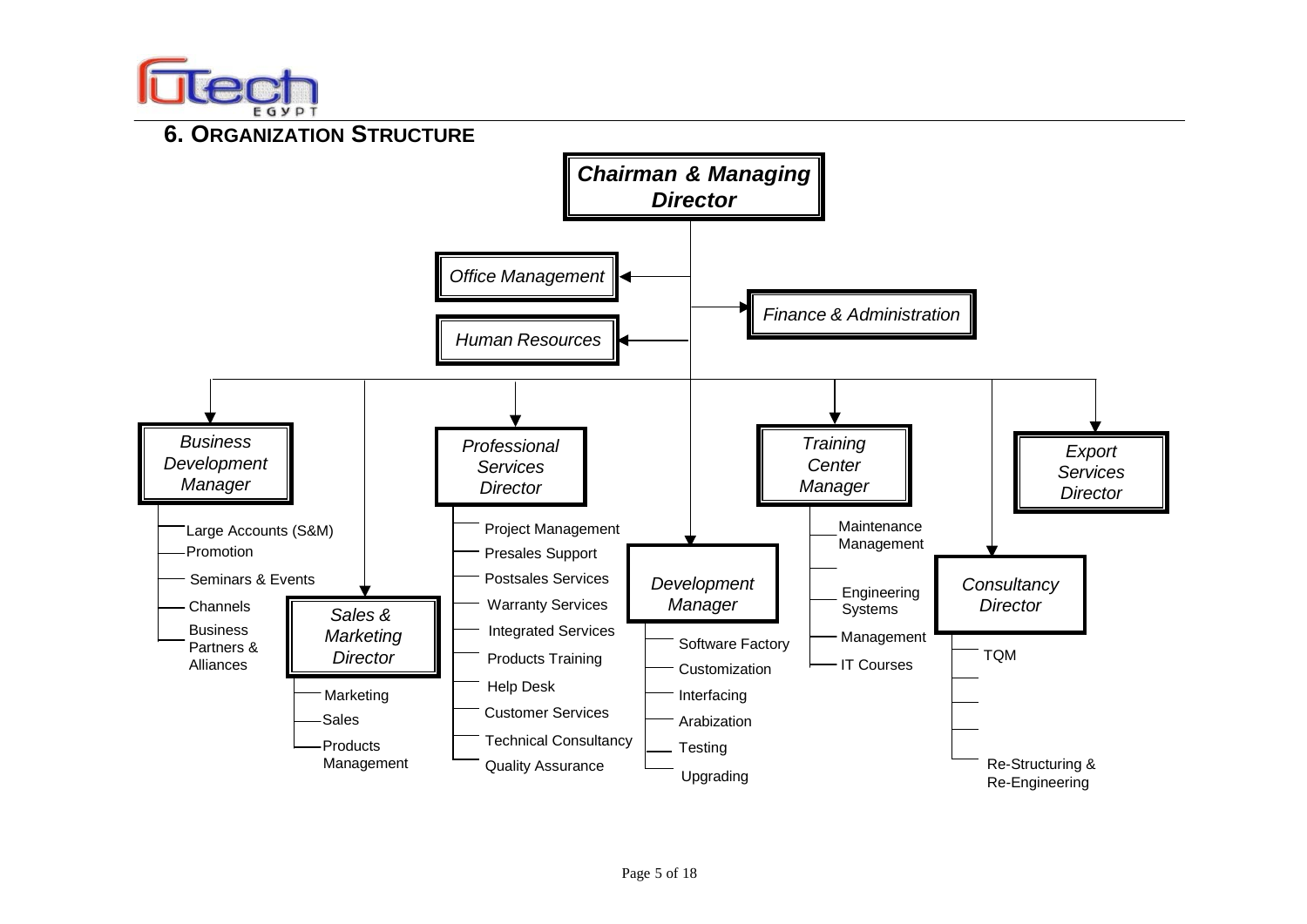## 6. Organization Structure

- ***Chairman & Managing Director***
  - *Office Management*
  - *Human Resources*
  - *Finance & Administration*
  - *Business Development Manager*
    - Large Accounts (S&M)
    - Promotion
    - Seminars & Events
    - Channels
    - Business Partners & Alliances
  - *Sales & Marketing Director*
    - Marketing
    - Sales
    - Products Management
  - *Professional Services Director*
    - Project Management
    - Presales Support
    - Postsales Services
    - Warranty Services
    - Integrated Services
    - Products Training
    - Help Desk
    - Customer Services
    - Technical Consultancy
    - Quality Assurance
  - *Development Manager*
    - Software Factory
    - Customization
    - Interfacing
    - Arabization
    - Testing
    - Upgrading
  - *Training Center Manager*
    - Maintenance Management
    - Engineering Systems
    - Management
    - IT Courses
  - *Consultancy Director*
    - TQM
    - Re-Structuring & Re-Engineering
  - *Export Services Director*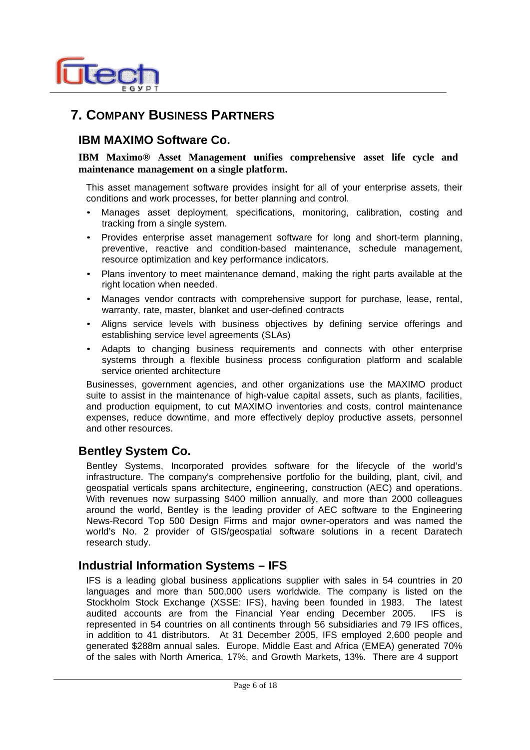## 7. COMPANY BUSINESS PARTNERS

### IBM MAXIMO Software Co.

**IBM Maximo® Asset Management unifies comprehensive asset life cycle and maintenance management on a single platform.**

This asset management software provides insight for all of your enterprise assets, their conditions and work processes, for better planning and control.

- Manages asset deployment, specifications, monitoring, calibration, costing and tracking from a single system.
- Provides enterprise asset management software for long and short-term planning, preventive, reactive and condition-based maintenance, schedule management, resource optimization and key performance indicators.
- Plans inventory to meet maintenance demand, making the right parts available at the right location when needed.
- Manages vendor contracts with comprehensive support for purchase, lease, rental, warranty, rate, master, blanket and user-defined contracts
- Aligns service levels with business objectives by defining service offerings and establishing service level agreements (SLAs)
- Adapts to changing business requirements and connects with other enterprise systems through a flexible business process configuration platform and scalable service oriented architecture

Businesses, government agencies, and other organizations use the MAXIMO product suite to assist in the maintenance of high-value capital assets, such as plants, facilities, and production equipment, to cut MAXIMO inventories and costs, control maintenance expenses, reduce downtime, and more effectively deploy productive assets, personnel and other resources.

### Bentley System Co.

Bentley Systems, Incorporated provides software for the lifecycle of the world's infrastructure. The company's comprehensive portfolio for the building, plant, civil, and geospatial verticals spans architecture, engineering, construction (AEC) and operations. With revenues now surpassing $400 million annually, and more than 2000 colleagues around the world, Bentley is the leading provider of AEC software to the Engineering News-Record Top 500 Design Firms and major owner-operators and was named the world's No. 2 provider of GIS/geospatial software solutions in a recent Daratech research study.

### Industrial Information Systems – IFS

IFS is a leading global business applications supplier with sales in 54 countries in 20 languages and more than 500,000 users worldwide. The company is listed on the Stockholm Stock Exchange (XSSE: IFS), having been founded in 1983. The latest audited accounts are from the Financial Year ending December 2005. IFS is represented in 54 countries on all continents through 56 subsidiaries and 79 IFS offices, in addition to 41 distributors. At 31 December 2005, IFS employed 2,600 people and generated $288m annual sales. Europe, Middle East and Africa (EMEA) generated 70% of the sales with North America, 17%, and Growth Markets, 13%. There are 4 support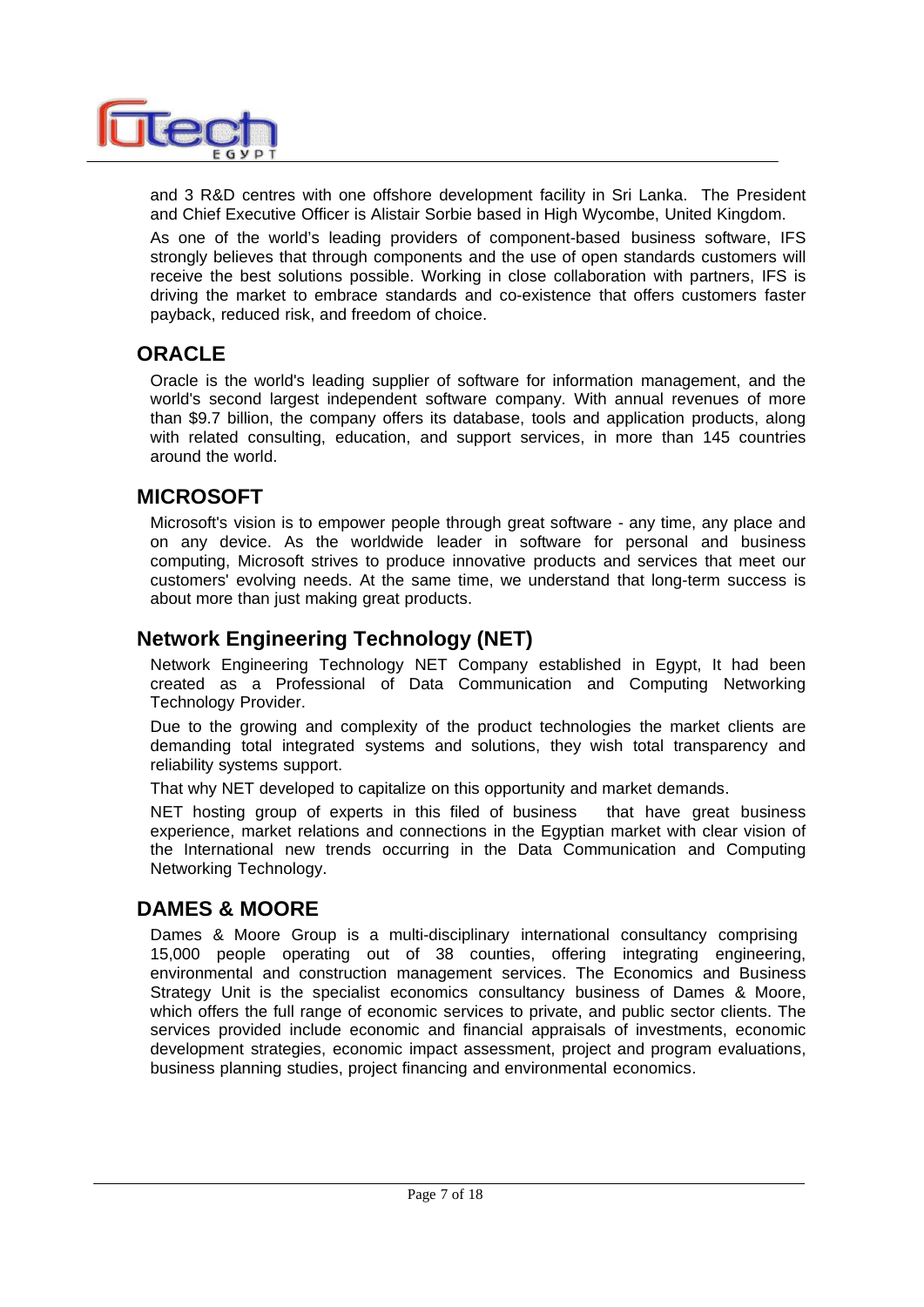and 3 R&D centres with one offshore development facility in Sri Lanka.  The President and Chief Executive Officer is Alistair Sorbie based in High Wycombe, United Kingdom.

As one of the world's leading providers of component-based business software, IFS strongly believes that through components and the use of open standards customers will receive the best solutions possible. Working in close collaboration with partners, IFS is driving the market to embrace standards and co-existence that offers customers faster payback, reduced risk, and freedom of choice.

## ORACLE

Oracle is the world's leading supplier of software for information management, and the world's second largest independent software company. With annual revenues of more than $9.7 billion, the company offers its database, tools and application products, along with related consulting, education, and support services, in more than 145 countries around the world.

## MICROSOFT

Microsoft's vision is to empower people through great software - any time, any place and on any device. As the worldwide leader in software for personal and business computing, Microsoft strives to produce innovative products and services that meet our customers' evolving needs. At the same time, we understand that long-term success is about more than just making great products.

## Network Engineering Technology (NET)

Network Engineering Technology NET Company established in Egypt, It had been created as a Professional of Data Communication and Computing Networking Technology Provider.

Due to the growing and complexity of the product technologies the market clients are demanding total integrated systems and solutions, they wish total transparency and reliability systems support.

That why NET developed to capitalize on this opportunity and market demands.

NET hosting group of experts in this filed of business that have great business experience, market relations and connections in the Egyptian market with clear vision of the International new trends occurring in the Data Communication and Computing Networking Technology.

## DAMES & MOORE

Dames & Moore Group is a multi-disciplinary international consultancy comprising 15,000 people operating out of 38 counties, offering integrating engineering, environmental and construction management services. The Economics and Business Strategy Unit is the specialist economics consultancy business of Dames & Moore, which offers the full range of economic services to private, and public sector clients. The services provided include economic and financial appraisals of investments, economic development strategies, economic impact assessment, project and program evaluations, business planning studies, project financing and environmental economics.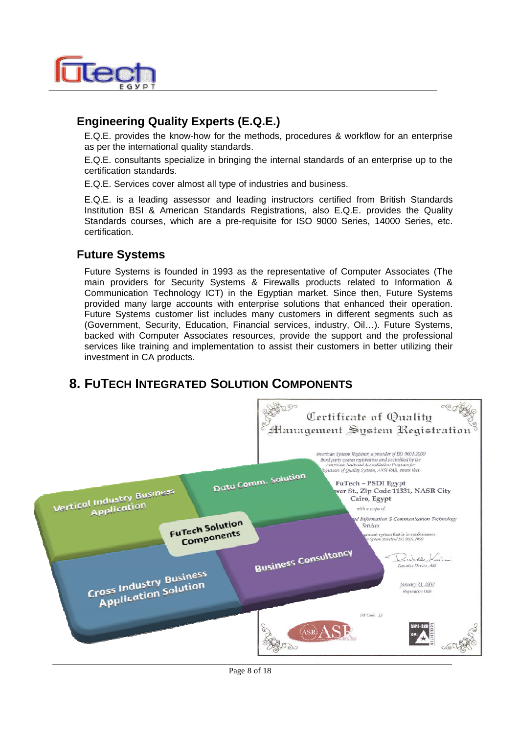## Engineering Quality Experts (E.Q.E.)

E.Q.E. provides the know-how for the methods, procedures & workflow for an enterprise as per the international quality standards.

E.Q.E. consultants specialize in bringing the internal standards of an enterprise up to the certification standards.

E.Q.E. Services cover almost all type of industries and business.

E.Q.E. is a leading assessor and leading instructors certified from British Standards Institution BSI & American Standards Registrations, also E.Q.E. provides the Quality Standards courses, which are a pre-requisite for ISO 9000 Series, 14000 Series, etc. certification.

## Future Systems

Future Systems is founded in 1993 as the representative of Computer Associates (The main providers for Security Systems & Firewalls products related to Information & Communication Technology ICT) in the Egyptian market. Since then, Future Systems provided many large accounts with enterprise solutions that enhanced their operation. Future Systems customer list includes many customers in different segments such as (Government, Security, Education, Financial services, industry, Oil…). Future Systems, backed with Computer Associates resources, provide the support and the professional services like training and implementation to assist their customers in better utilizing their investment in CA products.

# 8. FuTech Integrated Solution Components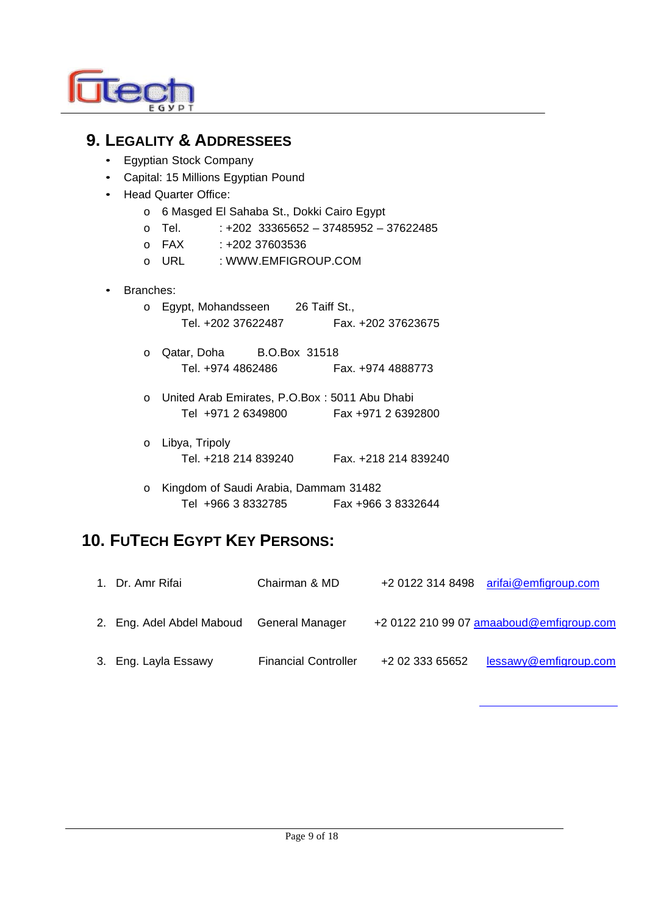## 9. Legality & Addressees

- Egyptian Stock Company
- Capital: 15 Millions Egyptian Pound
- Head Quarter Office:
  - 6 Masged El Sahaba St., Dokki Cairo Egypt
  - Tel. : +202 33365652 – 37485952 – 37622485
  - FAX : +202 37603536
  - URL : WWW.EMFIGROUP.COM

- Branches:
  - Egypt, Mohandsseen 26 Taiff St.,
    Tel. +202 37622487 Fax. +202 37623675
  - Qatar, Doha B.O.Box 31518
    Tel. +974 4862486 Fax. +974 4888773
  - United Arab Emirates, P.O.Box : 5011 Abu Dhabi
    Tel +971 2 6349800 Fax +971 2 6392800
  - Libya, Tripoly
    Tel. +218 214 839240 Fax. +218 214 839240
  - Kingdom of Saudi Arabia, Dammam 31482
    Tel +966 3 8332785 Fax +966 3 8332644

## 10. FuTech Egypt Key Persons:

1. Dr. Amr Rifai — Chairman & MD — +2 0122 314 8498 — arifai@emfigroup.com
2. Eng. Adel Abdel Maboud — General Manager — +2 0122 210 99 07 — amaaboud@emfigroup.com
3. Eng. Layla Essawy — Financial Controller — +2 02 333 65652 — lessawy@emfigroup.com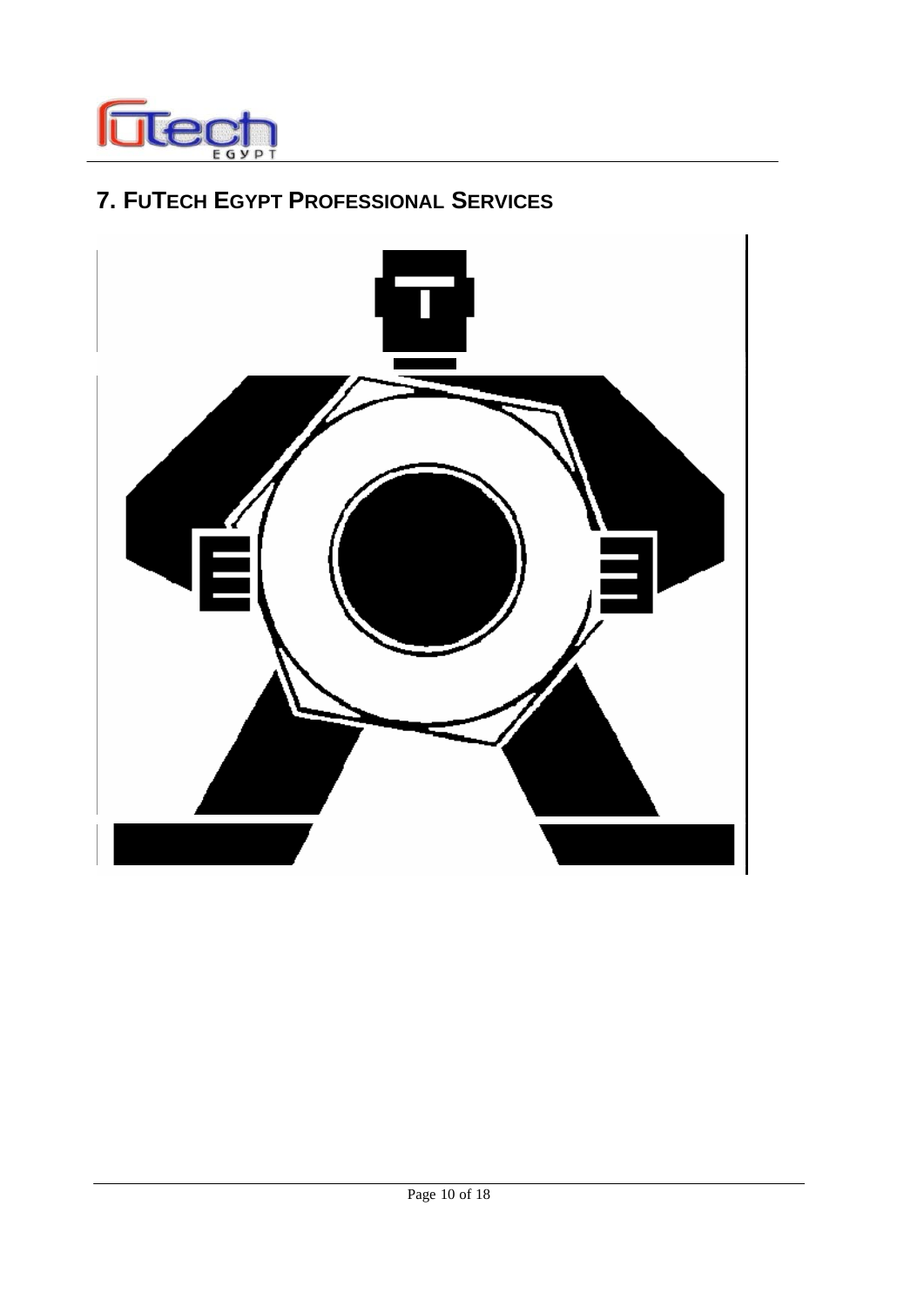## 7. FUTECH EGYPT PROFESSIONAL SERVICES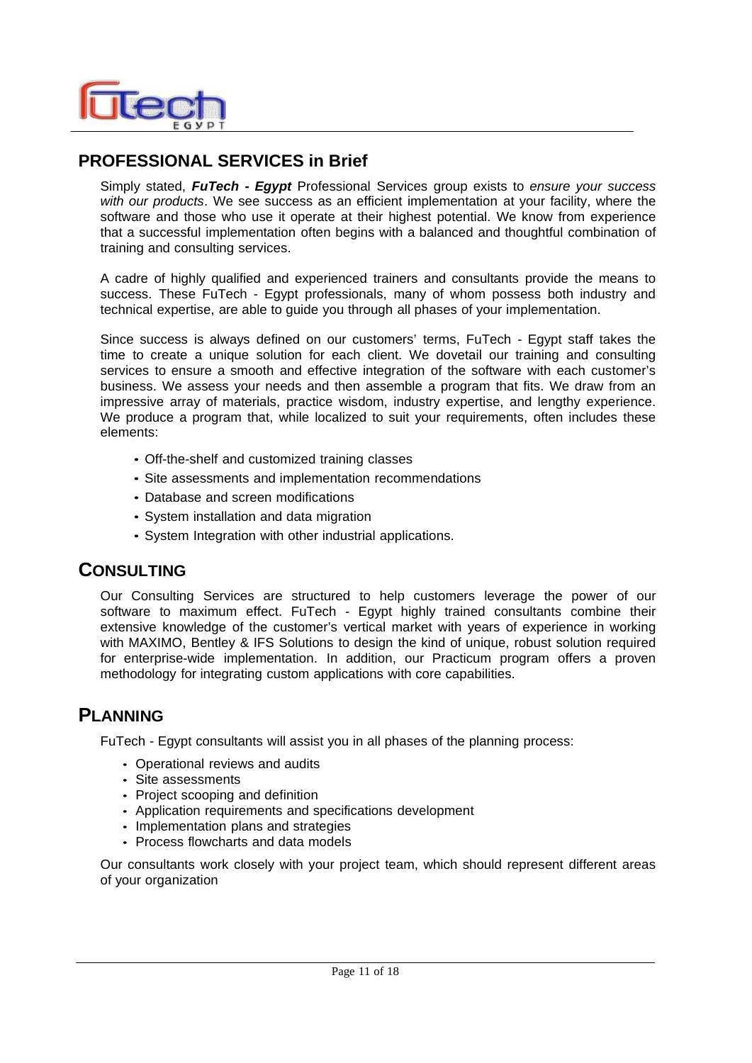## PROFESSIONAL SERVICES in Brief

Simply stated, ***FuTech - Egypt*** Professional Services group exists to *ensure your success with our products*. We see success as an efficient implementation at your facility, where the software and those who use it operate at their highest potential. We know from experience that a successful implementation often begins with a balanced and thoughtful combination of training and consulting services.

A cadre of highly qualified and experienced trainers and consultants provide the means to success. These FuTech - Egypt professionals, many of whom possess both industry and technical expertise, are able to guide you through all phases of your implementation.

Since success is always defined on our customers' terms, FuTech - Egypt staff takes the time to create a unique solution for each client. We dovetail our training and consulting services to ensure a smooth and effective integration of the software with each customer's business. We assess your needs and then assemble a program that fits. We draw from an impressive array of materials, practice wisdom, industry expertise, and lengthy experience. We produce a program that, while localized to suit your requirements, often includes these elements:

- Off-the-shelf and customized training classes
- Site assessments and implementation recommendations
- Database and screen modifications
- System installation and data migration
- System Integration with other industrial applications.

## CONSULTING

Our Consulting Services are structured to help customers leverage the power of our software to maximum effect. FuTech - Egypt highly trained consultants combine their extensive knowledge of the customer's vertical market with years of experience in working with MAXIMO, Bentley & IFS Solutions to design the kind of unique, robust solution required for enterprise-wide implementation. In addition, our Practicum program offers a proven methodology for integrating custom applications with core capabilities.

## PLANNING

FuTech - Egypt consultants will assist you in all phases of the planning process:

- Operational reviews and audits
- Site assessments
- Project scooping and definition
- Application requirements and specifications development
- Implementation plans and strategies
- Process flowcharts and data models

Our consultants work closely with your project team, which should represent different areas of your organization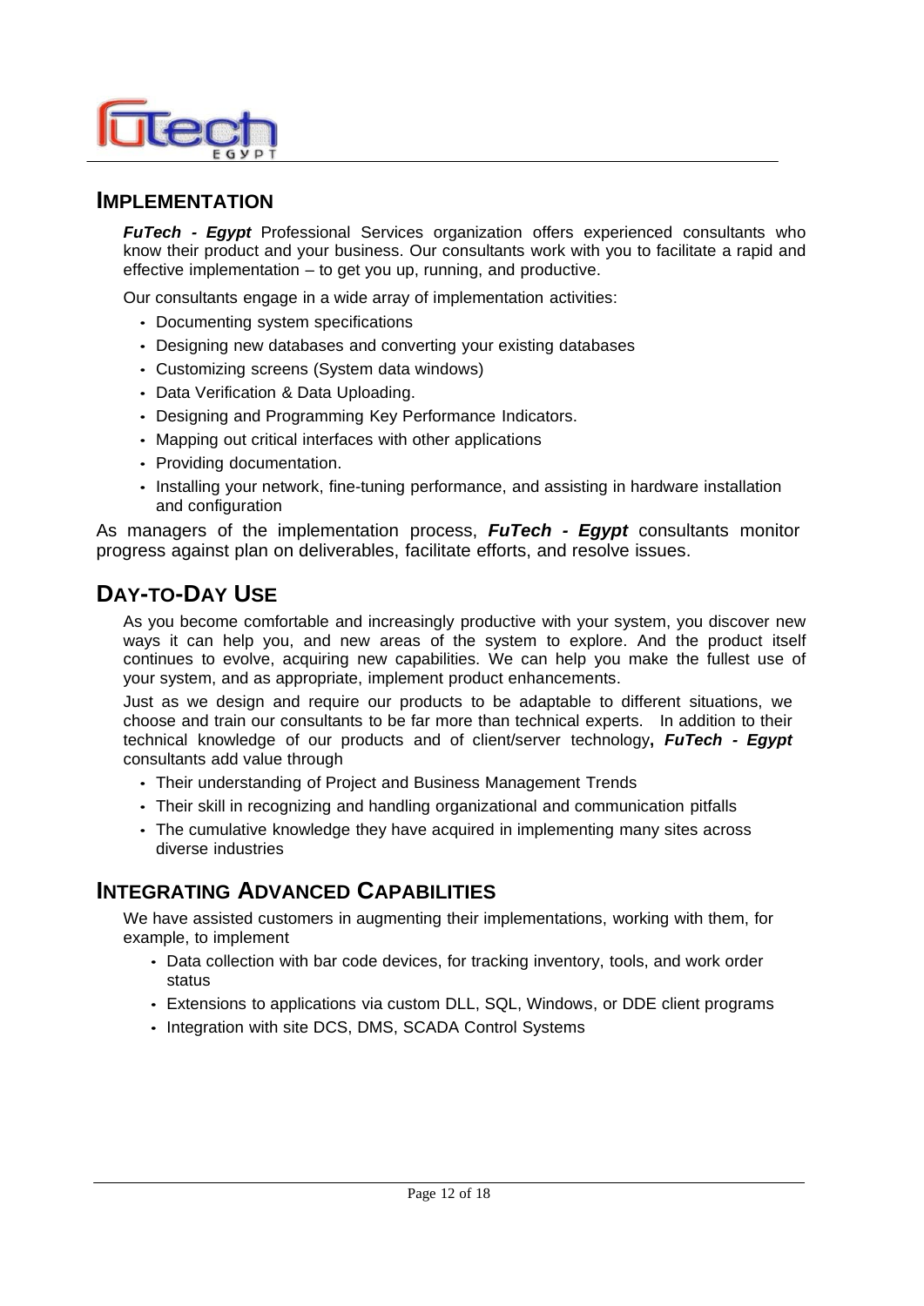## IMPLEMENTATION

***FuTech - Egypt*** Professional Services organization offers experienced consultants who know their product and your business. Our consultants work with you to facilitate a rapid and effective implementation – to get you up, running, and productive.

Our consultants engage in a wide array of implementation activities:

- Documenting system specifications
- Designing new databases and converting your existing databases
- Customizing screens (System data windows)
- Data Verification & Data Uploading.
- Designing and Programming Key Performance Indicators.
- Mapping out critical interfaces with other applications
- Providing documentation.
- Installing your network, fine-tuning performance, and assisting in hardware installation and configuration

As managers of the implementation process, ***FuTech - Egypt*** consultants monitor progress against plan on deliverables, facilitate efforts, and resolve issues.

## DAY-TO-DAY USE

As you become comfortable and increasingly productive with your system, you discover new ways it can help you, and new areas of the system to explore. And the product itself continues to evolve, acquiring new capabilities. We can help you make the fullest use of your system, and as appropriate, implement product enhancements.

Just as we design and require our products to be adaptable to different situations, we choose and train our consultants to be far more than technical experts. In addition to their technical knowledge of our products and of client/server technology**,** ***FuTech - Egypt*** consultants add value through

- Their understanding of Project and Business Management Trends
- Their skill in recognizing and handling organizational and communication pitfalls
- The cumulative knowledge they have acquired in implementing many sites across diverse industries

## INTEGRATING ADVANCED CAPABILITIES

We have assisted customers in augmenting their implementations, working with them, for example, to implement

- Data collection with bar code devices, for tracking inventory, tools, and work order status
- Extensions to applications via custom DLL, SQL, Windows, or DDE client programs
- Integration with site DCS, DMS, SCADA Control Systems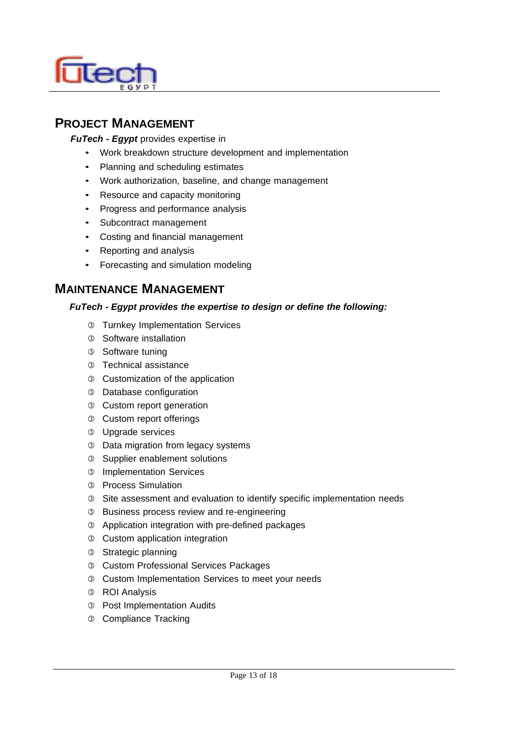## PROJECT MANAGEMENT

***FuTech - Egypt*** provides expertise in

- Work breakdown structure development and implementation
- Planning and scheduling estimates
- Work authorization, baseline, and change management
- Resource and capacity monitoring
- Progress and performance analysis
- Subcontract management
- Costing and financial management
- Reporting and analysis
- Forecasting and simulation modeling

## MAINTENANCE MANAGEMENT

***FuTech - Egypt provides the expertise to design or define the following:***

- Turnkey Implementation Services
- Software installation
- Software tuning
- Technical assistance
- Customization of the application
- Database configuration
- Custom report generation
- Custom report offerings
- Upgrade services
- Data migration from legacy systems
- Supplier enablement solutions
- Implementation Services
- Process Simulation
- Site assessment and evaluation to identify specific implementation needs
- Business process review and re-engineering
- Application integration with pre-defined packages
- Custom application integration
- Strategic planning
- Custom Professional Services Packages
- Custom Implementation Services to meet your needs
- ROI Analysis
- Post Implementation Audits
- Compliance Tracking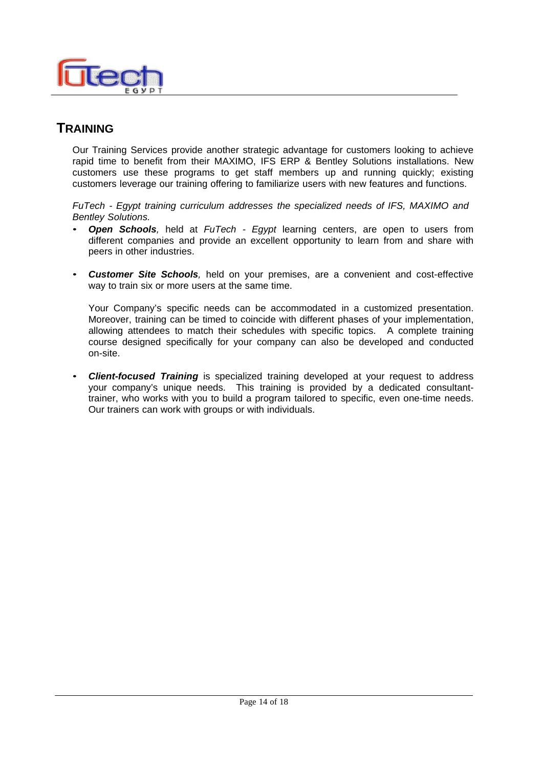# TRAINING

Our Training Services provide another strategic advantage for customers looking to achieve rapid time to benefit from their MAXIMO, IFS ERP & Bentley Solutions installations. New customers use these programs to get staff members up and running quickly; existing customers leverage our training offering to familiarize users with new features and functions.

*FuTech - Egypt training curriculum addresses the specialized needs of IFS, MAXIMO and Bentley Solutions.*

- ***Open Schools**,* held at *FuTech - Egypt* learning centers, are open to users from different companies and provide an excellent opportunity to learn from and share with peers in other industries.

- ***Customer Site Schools**,* held on your premises, are a convenient and cost-effective way to train six or more users at the same time.

  Your Company's specific needs can be accommodated in a customized presentation. Moreover, training can be timed to coincide with different phases of your implementation, allowing attendees to match their schedules with specific topics. A complete training course designed specifically for your company can also be developed and conducted on-site.

- ***Client-focused Training*** is specialized training developed at your request to address your company's unique needs. This training is provided by a dedicated consultant-trainer, who works with you to build a program tailored to specific, even one-time needs. Our trainers can work with groups or with individuals.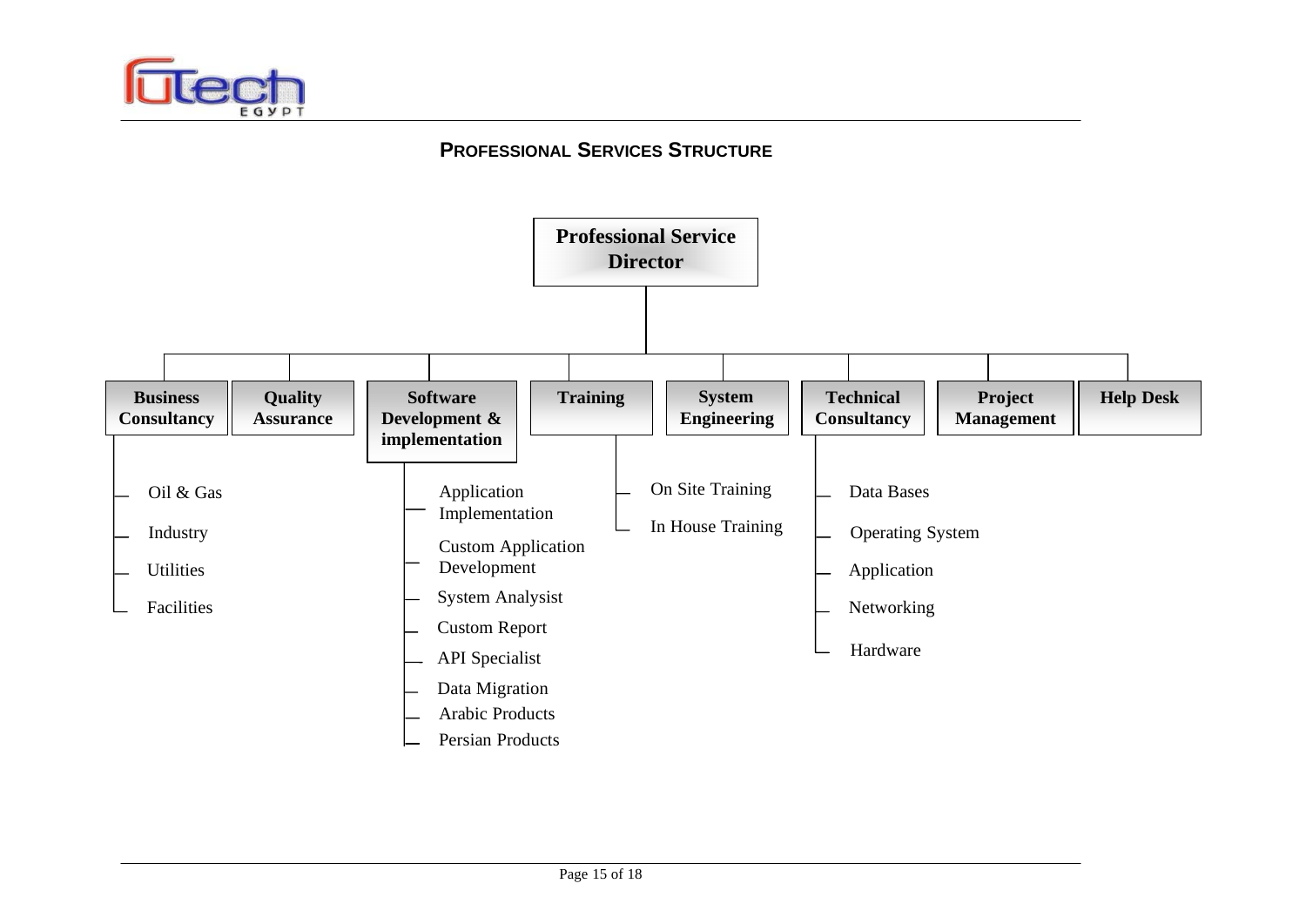## PROFESSIONAL SERVICES STRUCTURE

**Professional Service Director**

- **Business Consultancy**
  - Oil & Gas
  - Industry
  - Utilities
  - Facilities
- **Quality Assurance**
- **Software Development & implementation**
  - Application Implementation
  - Custom Application Development
  - System Analysist
  - Custom Report
  - API Specialist
  - Data Migration
  - Arabic Products
  - Persian Products
- **Training**
  - On Site Training
  - In House Training
- **System Engineering**
- **Technical Consultancy**
  - Data Bases
  - Operating System
  - Application
  - Networking
  - Hardware
- **Project Management**
- **Help Desk**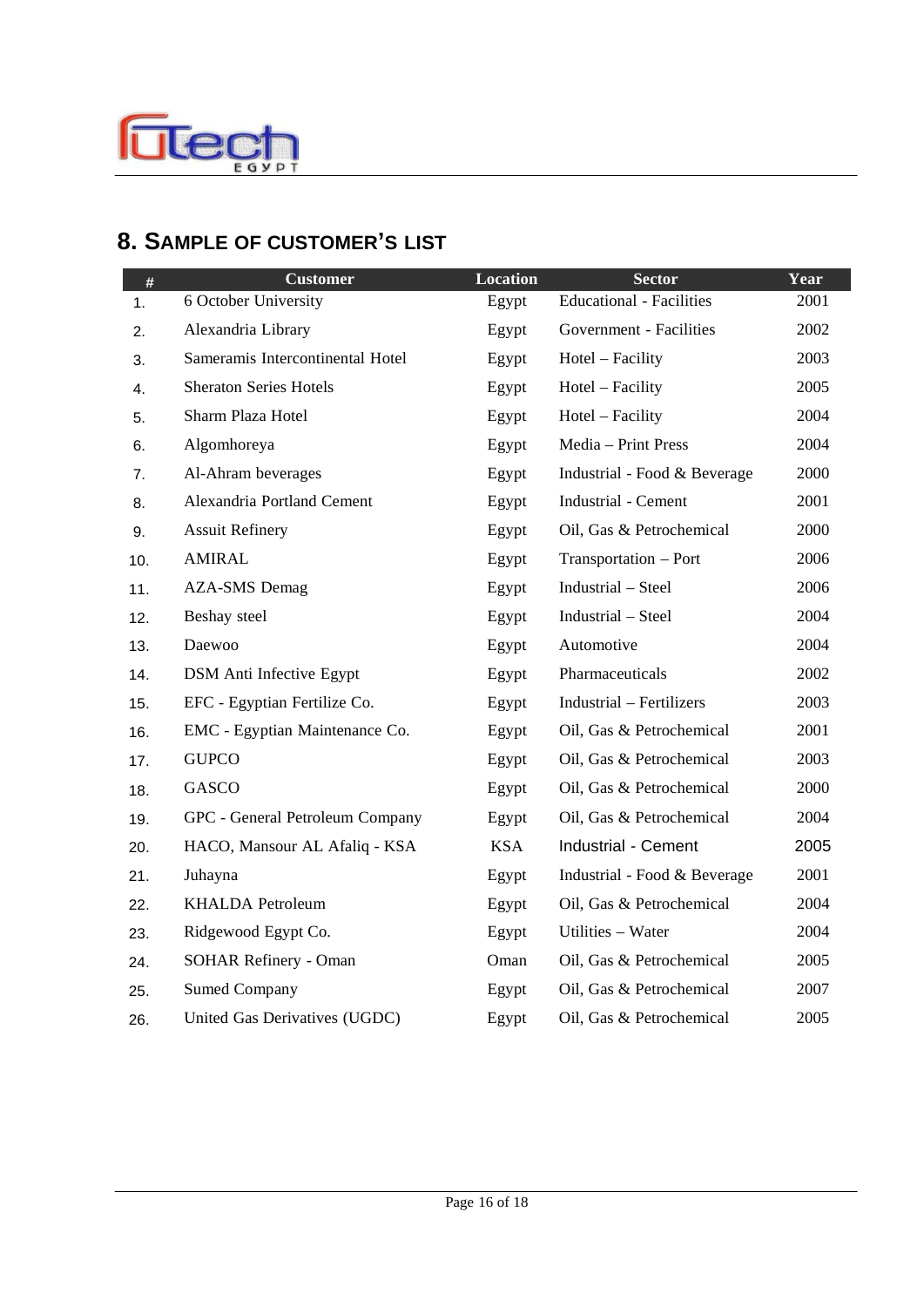## 8. SAMPLE OF CUSTOMER'S LIST

| # | Customer | Location | Sector | Year |
|---|---|---|---|---|
| 1. | 6 October University | Egypt | Educational - Facilities | 2001 |
| 2. | Alexandria Library | Egypt | Government - Facilities | 2002 |
| 3. | Sameramis Intercontinental Hotel | Egypt | Hotel – Facility | 2003 |
| 4. | Sheraton Series Hotels | Egypt | Hotel – Facility | 2005 |
| 5. | Sharm Plaza Hotel | Egypt | Hotel – Facility | 2004 |
| 6. | Algomhoreya | Egypt | Media – Print Press | 2004 |
| 7. | Al-Ahram beverages | Egypt | Industrial - Food & Beverage | 2000 |
| 8. | Alexandria Portland Cement | Egypt | Industrial - Cement | 2001 |
| 9. | Assuit Refinery | Egypt | Oil, Gas & Petrochemical | 2000 |
| 10. | AMIRAL | Egypt | Transportation – Port | 2006 |
| 11. | AZA-SMS Demag | Egypt | Industrial – Steel | 2006 |
| 12. | Beshay steel | Egypt | Industrial – Steel | 2004 |
| 13. | Daewoo | Egypt | Automotive | 2004 |
| 14. | DSM Anti Infective Egypt | Egypt | Pharmaceuticals | 2002 |
| 15. | EFC - Egyptian Fertilize Co. | Egypt | Industrial – Fertilizers | 2003 |
| 16. | EMC - Egyptian Maintenance Co. | Egypt | Oil, Gas & Petrochemical | 2001 |
| 17. | GUPCO | Egypt | Oil, Gas & Petrochemical | 2003 |
| 18. | GASCO | Egypt | Oil, Gas & Petrochemical | 2000 |
| 19. | GPC - General Petroleum Company | Egypt | Oil, Gas & Petrochemical | 2004 |
| 20. | HACO, Mansour AL Afaliq - KSA | KSA | Industrial - Cement | 2005 |
| 21. | Juhayna | Egypt | Industrial - Food & Beverage | 2001 |
| 22. | KHALDA Petroleum | Egypt | Oil, Gas & Petrochemical | 2004 |
| 23. | Ridgewood Egypt Co. | Egypt | Utilities – Water | 2004 |
| 24. | SOHAR Refinery - Oman | Oman | Oil, Gas & Petrochemical | 2005 |
| 25. | Sumed Company | Egypt | Oil, Gas & Petrochemical | 2007 |
| 26. | United Gas Derivatives (UGDC) | Egypt | Oil, Gas & Petrochemical | 2005 |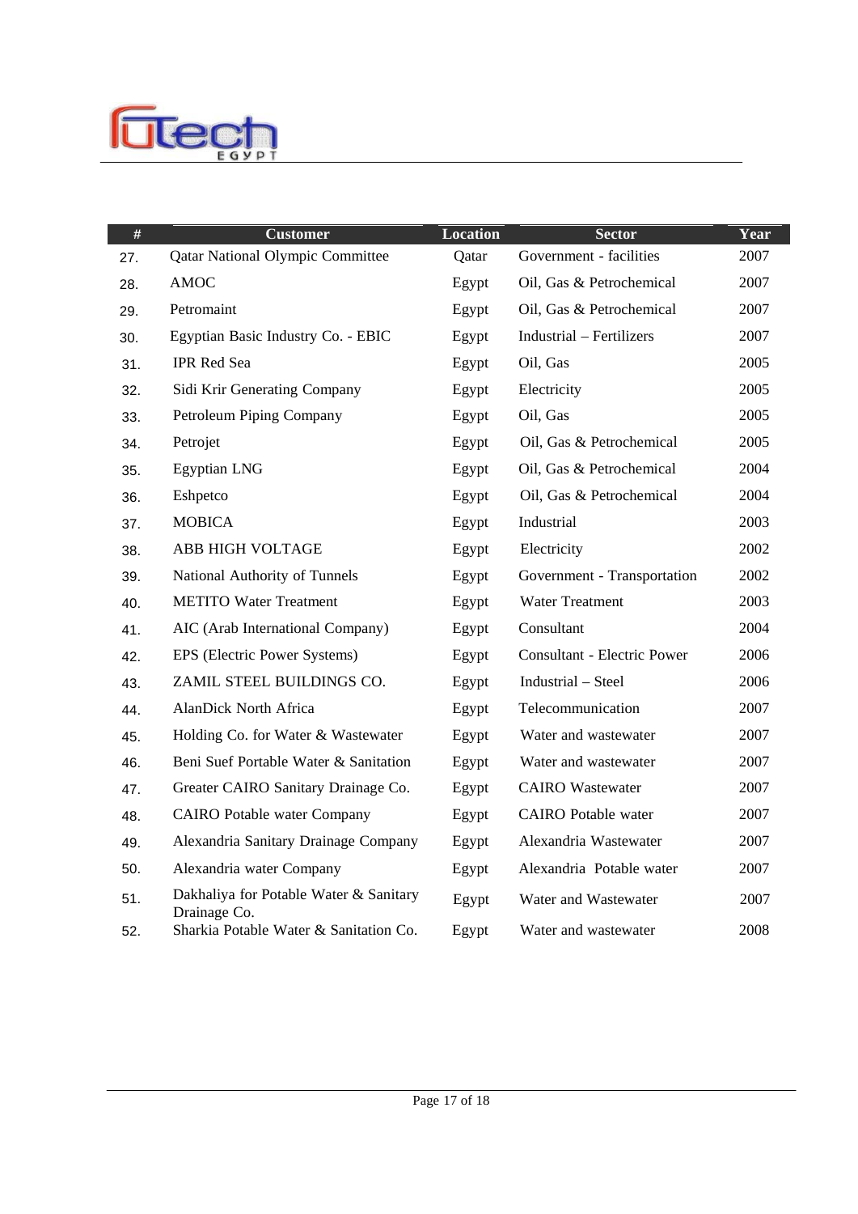| # | Customer | Location | Sector | Year |
|---|---|---|---|---|
| 27. | Qatar National Olympic Committee | Qatar | Government - facilities | 2007 |
| 28. | AMOC | Egypt | Oil, Gas & Petrochemical | 2007 |
| 29. | Petromaint | Egypt | Oil, Gas & Petrochemical | 2007 |
| 30. | Egyptian Basic Industry Co. - EBIC | Egypt | Industrial – Fertilizers | 2007 |
| 31. | IPR Red Sea | Egypt | Oil, Gas | 2005 |
| 32. | Sidi Krir Generating Company | Egypt | Electricity | 2005 |
| 33. | Petroleum Piping Company | Egypt | Oil, Gas | 2005 |
| 34. | Petrojet | Egypt | Oil, Gas & Petrochemical | 2005 |
| 35. | Egyptian LNG | Egypt | Oil, Gas & Petrochemical | 2004 |
| 36. | Eshpetco | Egypt | Oil, Gas & Petrochemical | 2004 |
| 37. | MOBICA | Egypt | Industrial | 2003 |
| 38. | ABB HIGH VOLTAGE | Egypt | Electricity | 2002 |
| 39. | National Authority of Tunnels | Egypt | Government - Transportation | 2002 |
| 40. | METITO Water Treatment | Egypt | Water Treatment | 2003 |
| 41. | AIC (Arab International Company) | Egypt | Consultant | 2004 |
| 42. | EPS (Electric Power Systems) | Egypt | Consultant - Electric Power | 2006 |
| 43. | ZAMIL STEEL BUILDINGS CO. | Egypt | Industrial – Steel | 2006 |
| 44. | AlanDick North Africa | Egypt | Telecommunication | 2007 |
| 45. | Holding Co. for Water & Wastewater | Egypt | Water and wastewater | 2007 |
| 46. | Beni Suef Portable Water & Sanitation | Egypt | Water and wastewater | 2007 |
| 47. | Greater CAIRO Sanitary Drainage Co. | Egypt | CAIRO Wastewater | 2007 |
| 48. | CAIRO Potable water Company | Egypt | CAIRO Potable water | 2007 |
| 49. | Alexandria Sanitary Drainage Company | Egypt | Alexandria Wastewater | 2007 |
| 50. | Alexandria water Company | Egypt | Alexandria Potable water | 2007 |
| 51. | Dakhaliya for Potable Water & Sanitary Drainage Co. | Egypt | Water and Wastewater | 2007 |
| 52. | Sharkia Potable Water & Sanitation Co. | Egypt | Water and wastewater | 2008 |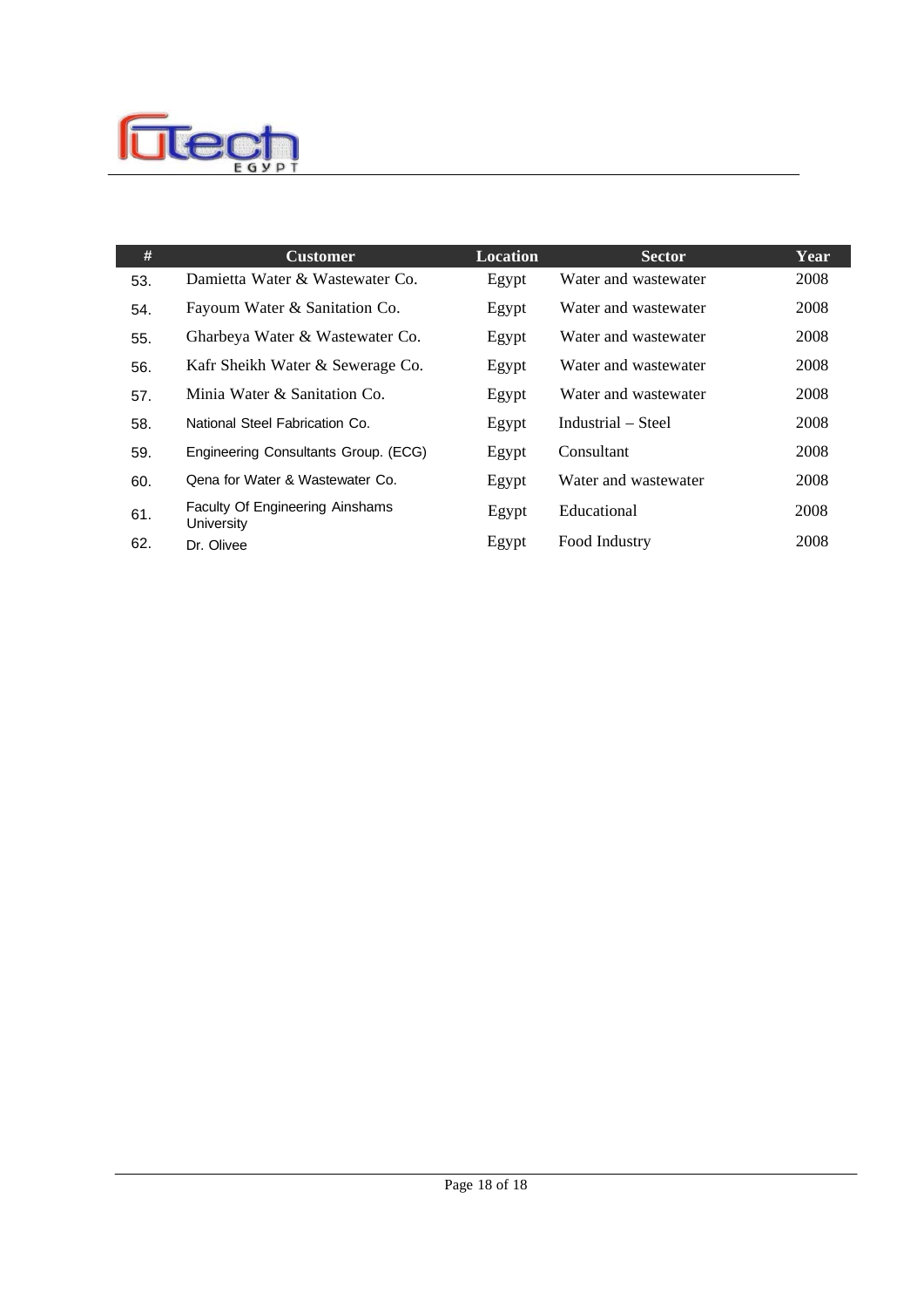| # | Customer | Location | Sector | Year |
|---|---|---|---|---|
| 53. | Damietta Water & Wastewater Co. | Egypt | Water and wastewater | 2008 |
| 54. | Fayoum Water & Sanitation Co. | Egypt | Water and wastewater | 2008 |
| 55. | Gharbeya Water & Wastewater Co. | Egypt | Water and wastewater | 2008 |
| 56. | Kafr Sheikh Water & Sewerage Co. | Egypt | Water and wastewater | 2008 |
| 57. | Minia Water & Sanitation Co. | Egypt | Water and wastewater | 2008 |
| 58. | National Steel Fabrication Co. | Egypt | Industrial – Steel | 2008 |
| 59. | Engineering Consultants Group. (ECG) | Egypt | Consultant | 2008 |
| 60. | Qena for Water & Wastewater Co. | Egypt | Water and wastewater | 2008 |
| 61. | Faculty Of Engineering Ainshams University | Egypt | Educational | 2008 |
| 62. | Dr. Olivee | Egypt | Food Industry | 2008 |